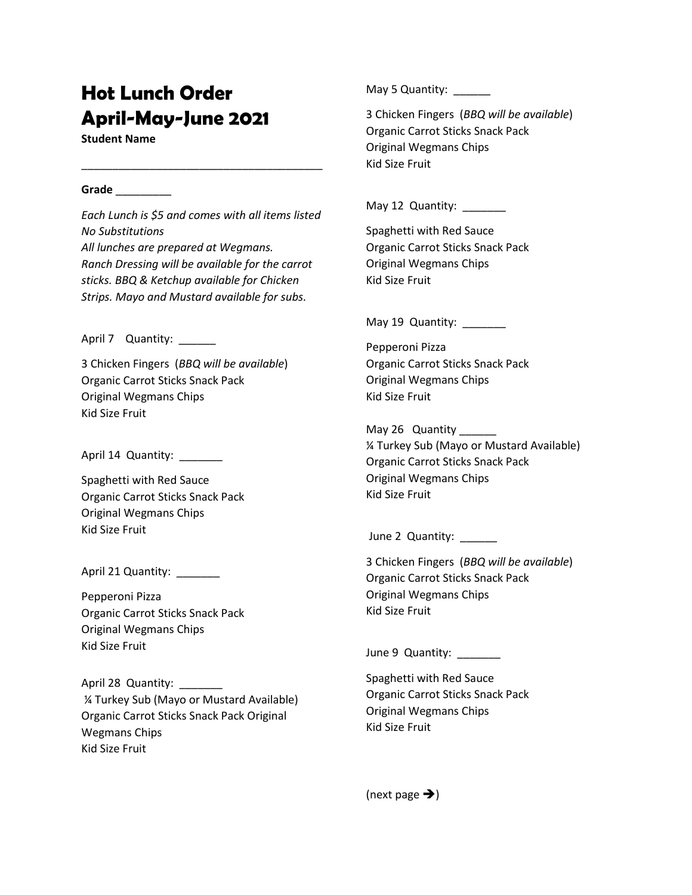# Hot Lunch Order April-May-June 2021

**Student Name**

______________________________________

**Grade** _________

*Each Lunch is $5 and comes with all items listed*
*No Substitutions*
*All lunches are prepared at Wegmans.*
*Ranch Dressing will be available for the carrot sticks. BBQ & Ketchup available for Chicken Strips. Mayo and Mustard available for subs.*

April 7 Quantity: ______

3 Chicken Fingers (*BBQ will be available*)
Organic Carrot Sticks Snack Pack
Original Wegmans Chips
Kid Size Fruit

April 14 Quantity: _______

Spaghetti with Red Sauce
Organic Carrot Sticks Snack Pack
Original Wegmans Chips
Kid Size Fruit

April 21 Quantity: _______

Pepperoni Pizza
Organic Carrot Sticks Snack Pack
Original Wegmans Chips
Kid Size Fruit

April 28 Quantity: _______

¼ Turkey Sub (Mayo or Mustard Available)
Organic Carrot Sticks Snack Pack Original Wegmans Chips
Kid Size Fruit

May 5 Quantity: ______

3 Chicken Fingers (*BBQ will be available*)
Organic Carrot Sticks Snack Pack
Original Wegmans Chips
Kid Size Fruit

May 12 Quantity: _______

Spaghetti with Red Sauce
Organic Carrot Sticks Snack Pack
Original Wegmans Chips
Kid Size Fruit

May 19 Quantity: _______

Pepperoni Pizza
Organic Carrot Sticks Snack Pack
Original Wegmans Chips
Kid Size Fruit

May 26 Quantity ______
¼ Turkey Sub (Mayo or Mustard Available)
Organic Carrot Sticks Snack Pack
Original Wegmans Chips
Kid Size Fruit

June 2 Quantity: ______

3 Chicken Fingers (*BBQ will be available*)
Organic Carrot Sticks Snack Pack
Original Wegmans Chips
Kid Size Fruit

June 9 Quantity: _______

Spaghetti with Red Sauce
Organic Carrot Sticks Snack Pack
Original Wegmans Chips
Kid Size Fruit

(next page ➔)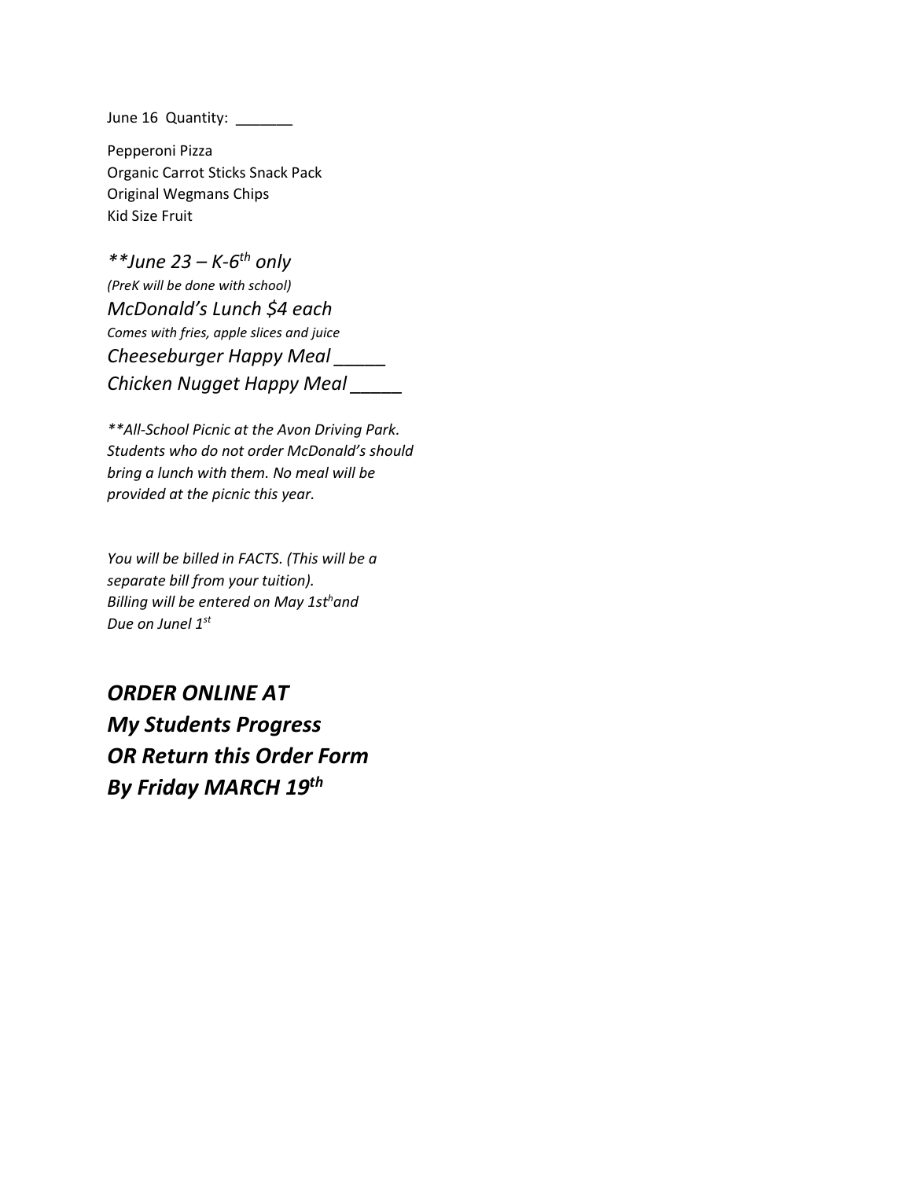June 16 Quantity: _______

Pepperoni Pizza
Organic Carrot Sticks Snack Pack
Original Wegmans Chips
Kid Size Fruit

*\*\*June 23 – K-6th only*
*(PreK will be done with school)*
*McDonald's Lunch $4 each*
*Comes with fries, apple slices and juice*
*Cheeseburger Happy Meal _____*
*Chicken Nugget Happy Meal _____*

*\*\*All-School Picnic at the Avon Driving Park. Students who do not order McDonald's should bring a lunch with them. No meal will be provided at the picnic this year.*

*You will be billed in FACTS. (This will be a separate bill from your tuition).*
*Billing will be entered on May 1sthand*
*Due on Junel 1st*

***ORDER ONLINE AT***
***My Students Progress***
***OR Return this Order Form***
***By Friday MARCH 19th***